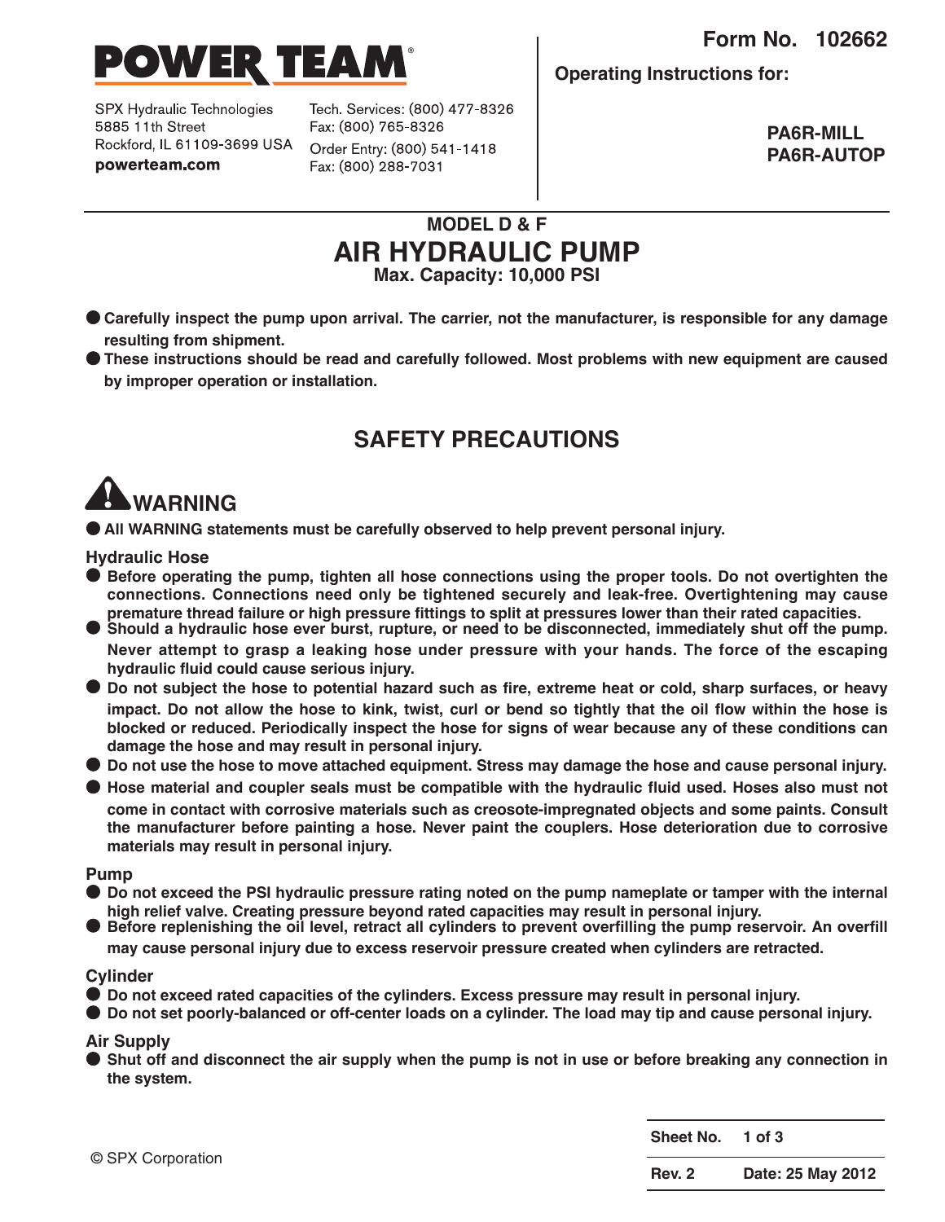# POWER TEAM

SPX Hydraulic Technologies
5885 11th Street
Rockford, IL 61109-3699 USA
**powerteam.com**

Tech. Services: (800) 477-8326
Fax: (800) 765-8326
Order Entry: (800) 541-1418
Fax: (800) 288-7031

**Form No. 102662**

**Operating Instructions for:**

**PA6R-MILL**
**PA6R-AUTOP**

## MODEL D & F
# AIR HYDRAULIC PUMP
**Max. Capacity: 10,000 PSI**

- **Carefully inspect the pump upon arrival. The carrier, not the manufacturer, is responsible for any damage resulting from shipment.**
- **These instructions should be read and carefully followed. Most problems with new equipment are caused by improper operation or installation.**

## SAFETY PRECAUTIONS

### WARNING

- **All WARNING statements must be carefully observed to help prevent personal injury.**

**Hydraulic Hose**

- **Before operating the pump, tighten all hose connections using the proper tools. Do not overtighten the connections. Connections need only be tightened securely and leak-free. Overtightening may cause premature thread failure or high pressure fittings to split at pressures lower than their rated capacities.**
- **Should a hydraulic hose ever burst, rupture, or need to be disconnected, immediately shut off the pump. Never attempt to grasp a leaking hose under pressure with your hands. The force of the escaping hydraulic fluid could cause serious injury.**
- **Do not subject the hose to potential hazard such as fire, extreme heat or cold, sharp surfaces, or heavy impact. Do not allow the hose to kink, twist, curl or bend so tightly that the oil flow within the hose is blocked or reduced. Periodically inspect the hose for signs of wear because any of these conditions can damage the hose and may result in personal injury.**
- **Do not use the hose to move attached equipment. Stress may damage the hose and cause personal injury.**
- **Hose material and coupler seals must be compatible with the hydraulic fluid used. Hoses also must not come in contact with corrosive materials such as creosote-impregnated objects and some paints. Consult the manufacturer before painting a hose. Never paint the couplers. Hose deterioration due to corrosive materials may result in personal injury.**

**Pump**

- **Do not exceed the PSI hydraulic pressure rating noted on the pump nameplate or tamper with the internal high relief valve. Creating pressure beyond rated capacities may result in personal injury.**
- **Before replenishing the oil level, retract all cylinders to prevent overfilling the pump reservoir. An overfill may cause personal injury due to excess reservoir pressure created when cylinders are retracted.**

**Cylinder**

- **Do not exceed rated capacities of the cylinders. Excess pressure may result in personal injury.**
- **Do not set poorly-balanced or off-center loads on a cylinder. The load may tip and cause personal injury.**

**Air Supply**

- **Shut off and disconnect the air supply when the pump is not in use or before breaking any connection in the system.**

© SPX Corporation

| Sheet No. | 1 of 3 |
|---|---|
| Rev. 2 | Date: 25 May 2012 |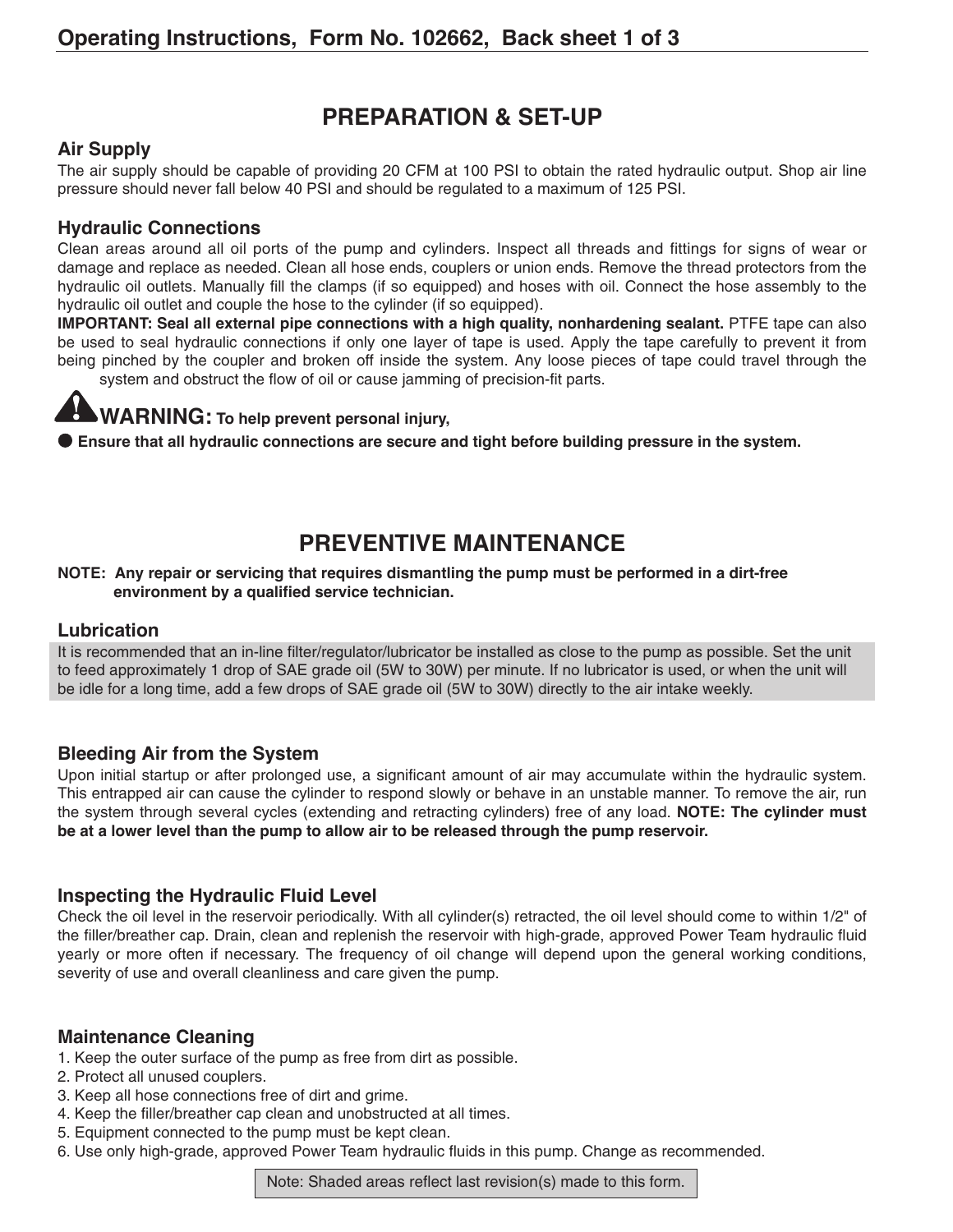## PREPARATION & SET-UP

### Air Supply

The air supply should be capable of providing 20 CFM at 100 PSI to obtain the rated hydraulic output. Shop air line pressure should never fall below 40 PSI and should be regulated to a maximum of 125 PSI.

### Hydraulic Connections

Clean areas around all oil ports of the pump and cylinders. Inspect all threads and fittings for signs of wear or damage and replace as needed. Clean all hose ends, couplers or union ends. Remove the thread protectors from the hydraulic oil outlets. Manually fill the clamps (if so equipped) and hoses with oil. Connect the hose assembly to the hydraulic oil outlet and couple the hose to the cylinder (if so equipped).

**IMPORTANT: Seal all external pipe connections with a high quality, nonhardening sealant.** PTFE tape can also be used to seal hydraulic connections if only one layer of tape is used. Apply the tape carefully to prevent it from being pinched by the coupler and broken off inside the system. Any loose pieces of tape could travel through the system and obstruct the flow of oil or cause jamming of precision-fit parts.

**WARNING: To help prevent personal injury,**

- **Ensure that all hydraulic connections are secure and tight before building pressure in the system.**

## PREVENTIVE MAINTENANCE

**NOTE: Any repair or servicing that requires dismantling the pump must be performed in a dirt-free environment by a qualified service technician.**

### Lubrication

It is recommended that an in-line filter/regulator/lubricator be installed as close to the pump as possible. Set the unit to feed approximately 1 drop of SAE grade oil (5W to 30W) per minute. If no lubricator is used, or when the unit will be idle for a long time, add a few drops of SAE grade oil (5W to 30W) directly to the air intake weekly.

### Bleeding Air from the System

Upon initial startup or after prolonged use, a significant amount of air may accumulate within the hydraulic system. This entrapped air can cause the cylinder to respond slowly or behave in an unstable manner. To remove the air, run the system through several cycles (extending and retracting cylinders) free of any load. **NOTE: The cylinder must be at a lower level than the pump to allow air to be released through the pump reservoir.**

### Inspecting the Hydraulic Fluid Level

Check the oil level in the reservoir periodically. With all cylinder(s) retracted, the oil level should come to within 1/2" of the filler/breather cap. Drain, clean and replenish the reservoir with high-grade, approved Power Team hydraulic fluid yearly or more often if necessary. The frequency of oil change will depend upon the general working conditions, severity of use and overall cleanliness and care given the pump.

### Maintenance Cleaning

1. Keep the outer surface of the pump as free from dirt as possible.
2. Protect all unused couplers.
3. Keep all hose connections free of dirt and grime.
4. Keep the filler/breather cap clean and unobstructed at all times.
5. Equipment connected to the pump must be kept clean.
6. Use only high-grade, approved Power Team hydraulic fluids in this pump. Change as recommended.

Note: Shaded areas reflect last revision(s) made to this form.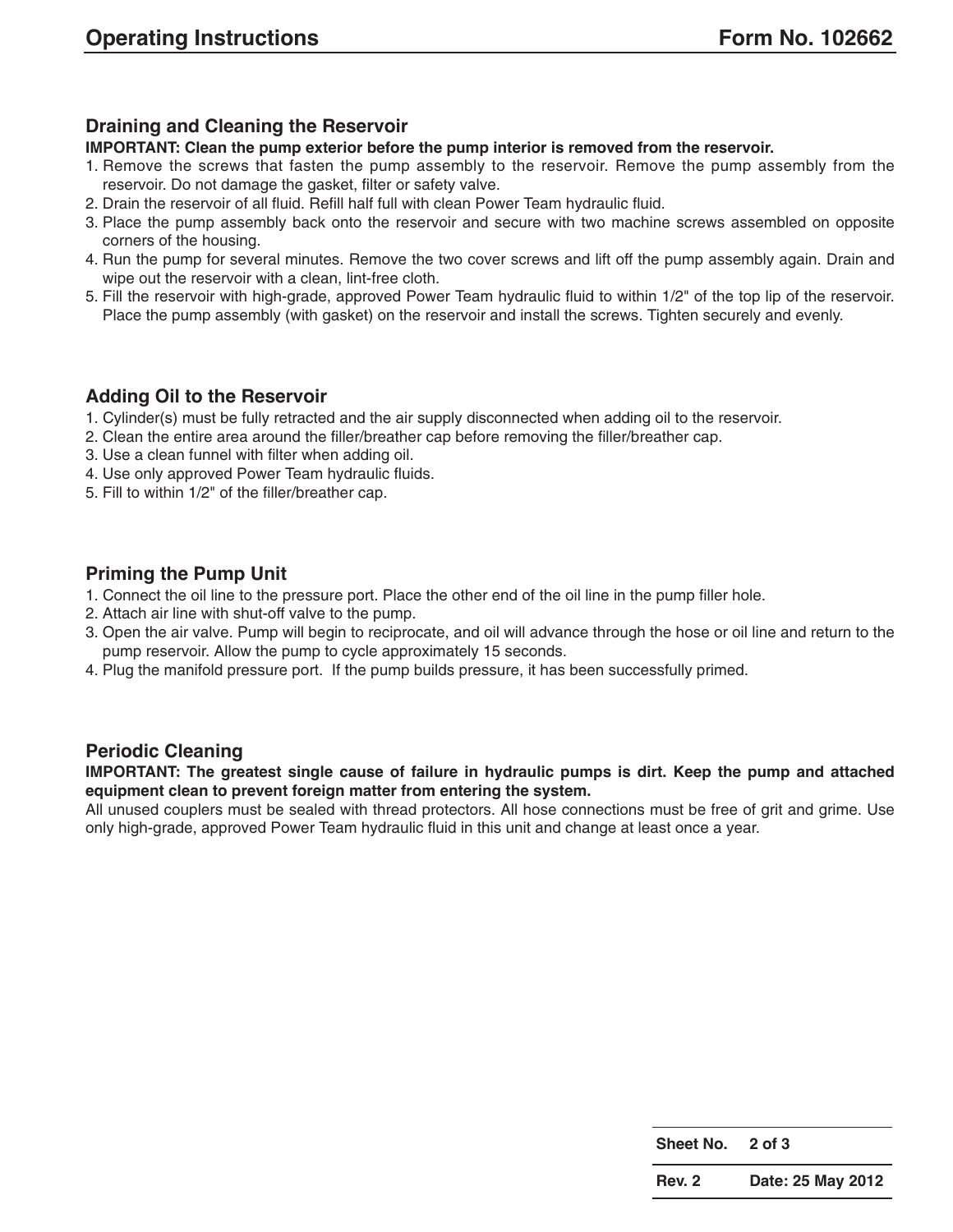## Draining and Cleaning the Reservoir

**IMPORTANT: Clean the pump exterior before the pump interior is removed from the reservoir.**

1. Remove the screws that fasten the pump assembly to the reservoir. Remove the pump assembly from the reservoir. Do not damage the gasket, filter or safety valve.
2. Drain the reservoir of all fluid. Refill half full with clean Power Team hydraulic fluid.
3. Place the pump assembly back onto the reservoir and secure with two machine screws assembled on opposite corners of the housing.
4. Run the pump for several minutes. Remove the two cover screws and lift off the pump assembly again. Drain and wipe out the reservoir with a clean, lint-free cloth.
5. Fill the reservoir with high-grade, approved Power Team hydraulic fluid to within 1/2" of the top lip of the reservoir. Place the pump assembly (with gasket) on the reservoir and install the screws. Tighten securely and evenly.

## Adding Oil to the Reservoir

1. Cylinder(s) must be fully retracted and the air supply disconnected when adding oil to the reservoir.
2. Clean the entire area around the filler/breather cap before removing the filler/breather cap.
3. Use a clean funnel with filter when adding oil.
4. Use only approved Power Team hydraulic fluids.
5. Fill to within 1/2" of the filler/breather cap.

## Priming the Pump Unit

1. Connect the oil line to the pressure port. Place the other end of the oil line in the pump filler hole.
2. Attach air line with shut-off valve to the pump.
3. Open the air valve. Pump will begin to reciprocate, and oil will advance through the hose or oil line and return to the pump reservoir. Allow the pump to cycle approximately 15 seconds.
4. Plug the manifold pressure port. If the pump builds pressure, it has been successfully primed.

## Periodic Cleaning

**IMPORTANT: The greatest single cause of failure in hydraulic pumps is dirt. Keep the pump and attached equipment clean to prevent foreign matter from entering the system.**

All unused couplers must be sealed with thread protectors. All hose connections must be free of grit and grime. Use only high-grade, approved Power Team hydraulic fluid in this unit and change at least once a year.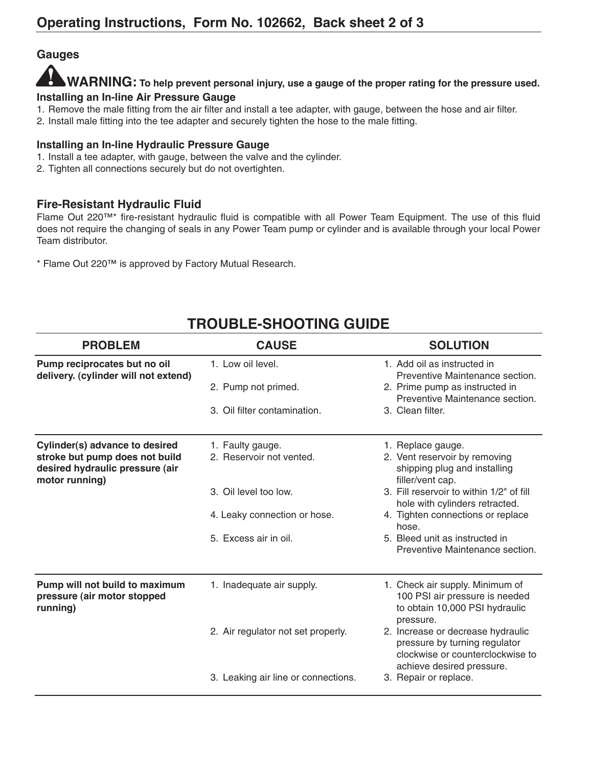## Gauges

**WARNING: To help prevent personal injury, use a gauge of the proper rating for the pressure used.**

### Installing an In-line Air Pressure Gauge

1. Remove the male fitting from the air filter and install a tee adapter, with gauge, between the hose and air filter.
2. Install male fitting into the tee adapter and securely tighten the hose to the male fitting.

### Installing an In-line Hydraulic Pressure Gauge

1. Install a tee adapter, with gauge, between the valve and the cylinder.
2. Tighten all connections securely but do not overtighten.

## Fire-Resistant Hydraulic Fluid

Flame Out 220™* fire-resistant hydraulic fluid is compatible with all Power Team Equipment. The use of this fluid does not require the changing of seals in any Power Team pump or cylinder and is available through your local Power Team distributor.

\* Flame Out 220™ is approved by Factory Mutual Research.

## TROUBLE-SHOOTING GUIDE

| PROBLEM | CAUSE | SOLUTION |
|---|---|---|
| **Pump reciprocates but no oil delivery. (cylinder will not extend)** | 1. Low oil level. | 1. Add oil as instructed in Preventive Maintenance section. |
| | 2. Pump not primed. | 2. Prime pump as instructed in Preventive Maintenance section. |
| | 3. Oil filter contamination. | 3. Clean filter. |
| **Cylinder(s) advance to desired stroke but pump does not build desired hydraulic pressure (air motor running)** | 1. Faulty gauge. | 1. Replace gauge. |
| | 2. Reservoir not vented. | 2. Vent reservoir by removing shipping plug and installing filler/vent cap. |
| | 3. Oil level too low. | 3. Fill reservoir to within 1/2" of fill hole with cylinders retracted. |
| | 4. Leaky connection or hose. | 4. Tighten connections or replace hose. |
| | 5. Excess air in oil. | 5. Bleed unit as instructed in Preventive Maintenance section. |
| **Pump will not build to maximum pressure (air motor stopped running)** | 1. Inadequate air supply. | 1. Check air supply. Minimum of 100 PSI air pressure is needed to obtain 10,000 PSI hydraulic pressure. |
| | 2. Air regulator not set properly. | 2. Increase or decrease hydraulic pressure by turning regulator clockwise or counterclockwise to achieve desired pressure. |
| | 3. Leaking air line or connections. | 3. Repair or replace. |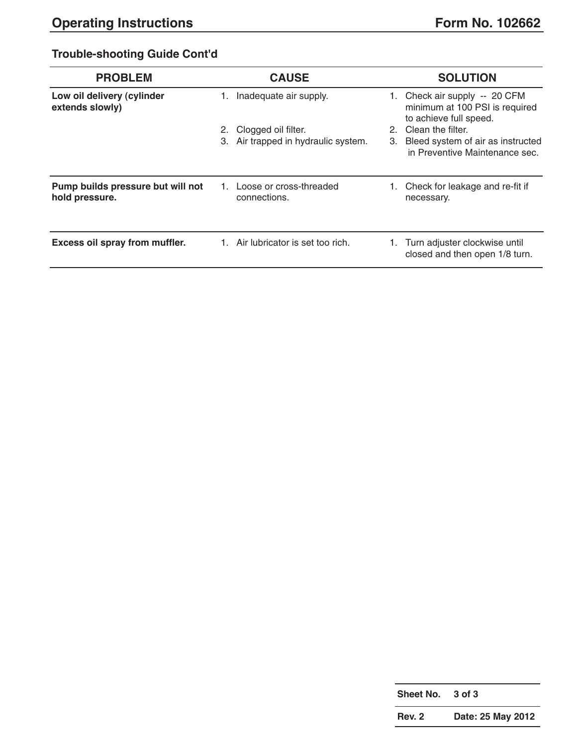## Trouble-shooting Guide Cont'd

| PROBLEM | CAUSE | SOLUTION |
|---|---|---|
| **Low oil delivery (cylinder extends slowly)** | 1. Inadequate air supply.<br>2. Clogged oil filter.<br>3. Air trapped in hydraulic system. | 1. Check air supply -- 20 CFM minimum at 100 PSI is required to achieve full speed.<br>2. Clean the filter.<br>3. Bleed system of air as instructed in Preventive Maintenance sec. |
| **Pump builds pressure but will not hold pressure.** | 1. Loose or cross-threaded connections. | 1. Check for leakage and re-fit if necessary. |
| **Excess oil spray from muffler.** | 1. Air lubricator is set too rich. | 1. Turn adjuster clockwise until closed and then open 1/8 turn. |

| | |
|---|---|
| **Sheet No.** | **3 of 3** |
| **Rev. 2** | **Date: 25 May 2012** |